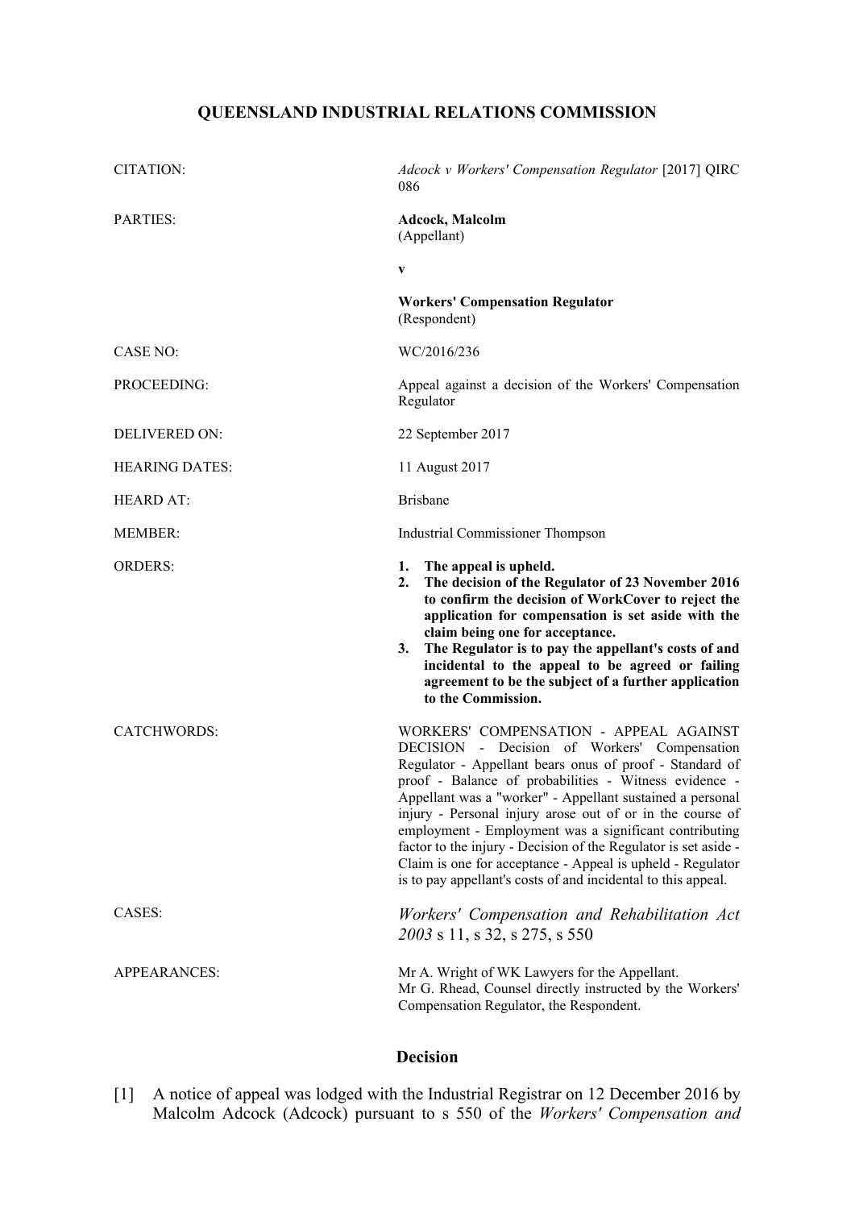# QUEENSLAND INDUSTRIAL RELATIONS COMMISSION

| | |
|---|---|
| CITATION: | *Adcock v Workers' Compensation Regulator* [2017] QIRC 086 |
| PARTIES: | **Adcock, Malcolm** (Appellant)<br><br>**v**<br><br>**Workers' Compensation Regulator** (Respondent) |
| CASE NO: | WC/2016/236 |
| PROCEEDING: | Appeal against a decision of the Workers' Compensation Regulator |
| DELIVERED ON: | 22 September 2017 |
| HEARING DATES: | 11 August 2017 |
| HEARD AT: | Brisbane |
| MEMBER: | Industrial Commissioner Thompson |
| ORDERS: | **1. The appeal is upheld.**<br>**2. The decision of the Regulator of 23 November 2016 to confirm the decision of WorkCover to reject the application for compensation is set aside with the claim being one for acceptance.**<br>**3. The Regulator is to pay the appellant's costs of and incidental to the appeal to be agreed or failing agreement to be the subject of a further application to the Commission.** |
| CATCHWORDS: | WORKERS' COMPENSATION - APPEAL AGAINST DECISION - Decision of Workers' Compensation Regulator - Appellant bears onus of proof - Standard of proof - Balance of probabilities - Witness evidence - Appellant was a "worker" - Appellant sustained a personal injury - Personal injury arose out of or in the course of employment - Employment was a significant contributing factor to the injury - Decision of the Regulator is set aside - Claim is one for acceptance - Appeal is upheld - Regulator is to pay appellant's costs of and incidental to this appeal. |
| CASES: | *Workers' Compensation and Rehabilitation Act 2003* s 11, s 32, s 275, s 550 |
| APPEARANCES: | Mr A. Wright of WK Lawyers for the Appellant.<br>Mr G. Rhead, Counsel directly instructed by the Workers' Compensation Regulator, the Respondent. |

## Decision

[1] A notice of appeal was lodged with the Industrial Registrar on 12 December 2016 by Malcolm Adcock (Adcock) pursuant to s 550 of the *Workers' Compensation and*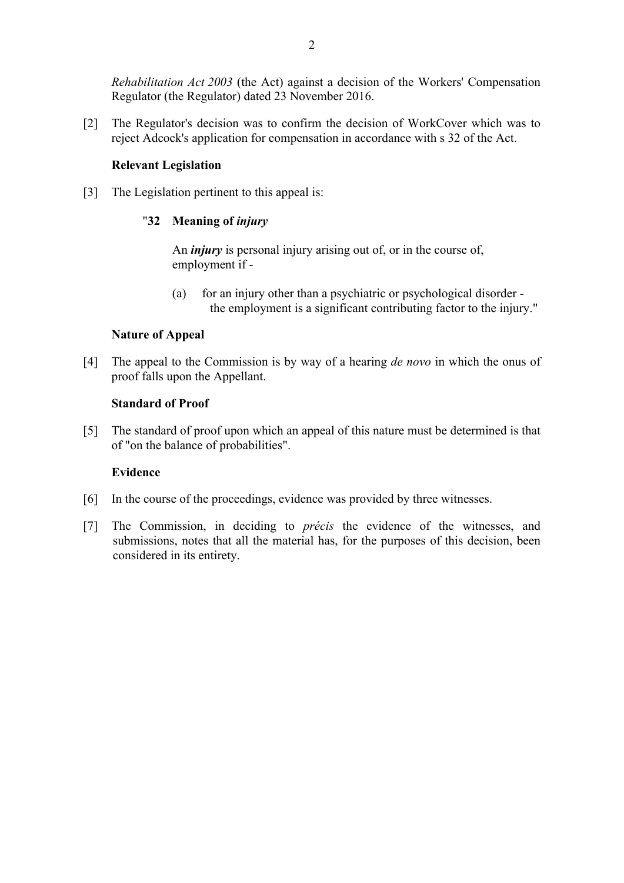*Rehabilitation Act 2003* (the Act) against a decision of the Workers' Compensation Regulator (the Regulator) dated 23 November 2016.

[2] The Regulator's decision was to confirm the decision of WorkCover which was to reject Adcock's application for compensation in accordance with s 32 of the Act.

**Relevant Legislation**

[3] The Legislation pertinent to this appeal is:

> "**32 Meaning of *injury***
>
> An ***injury*** is personal injury arising out of, or in the course of, employment if -
>
> (a) for an injury other than a psychiatric or psychological disorder - the employment is a significant contributing factor to the injury."

**Nature of Appeal**

[4] The appeal to the Commission is by way of a hearing *de novo* in which the onus of proof falls upon the Appellant.

**Standard of Proof**

[5] The standard of proof upon which an appeal of this nature must be determined is that of "on the balance of probabilities".

**Evidence**

[6] In the course of the proceedings, evidence was provided by three witnesses.

[7] The Commission, in deciding to *précis* the evidence of the witnesses, and submissions, notes that all the material has, for the purposes of this decision, been considered in its entirety.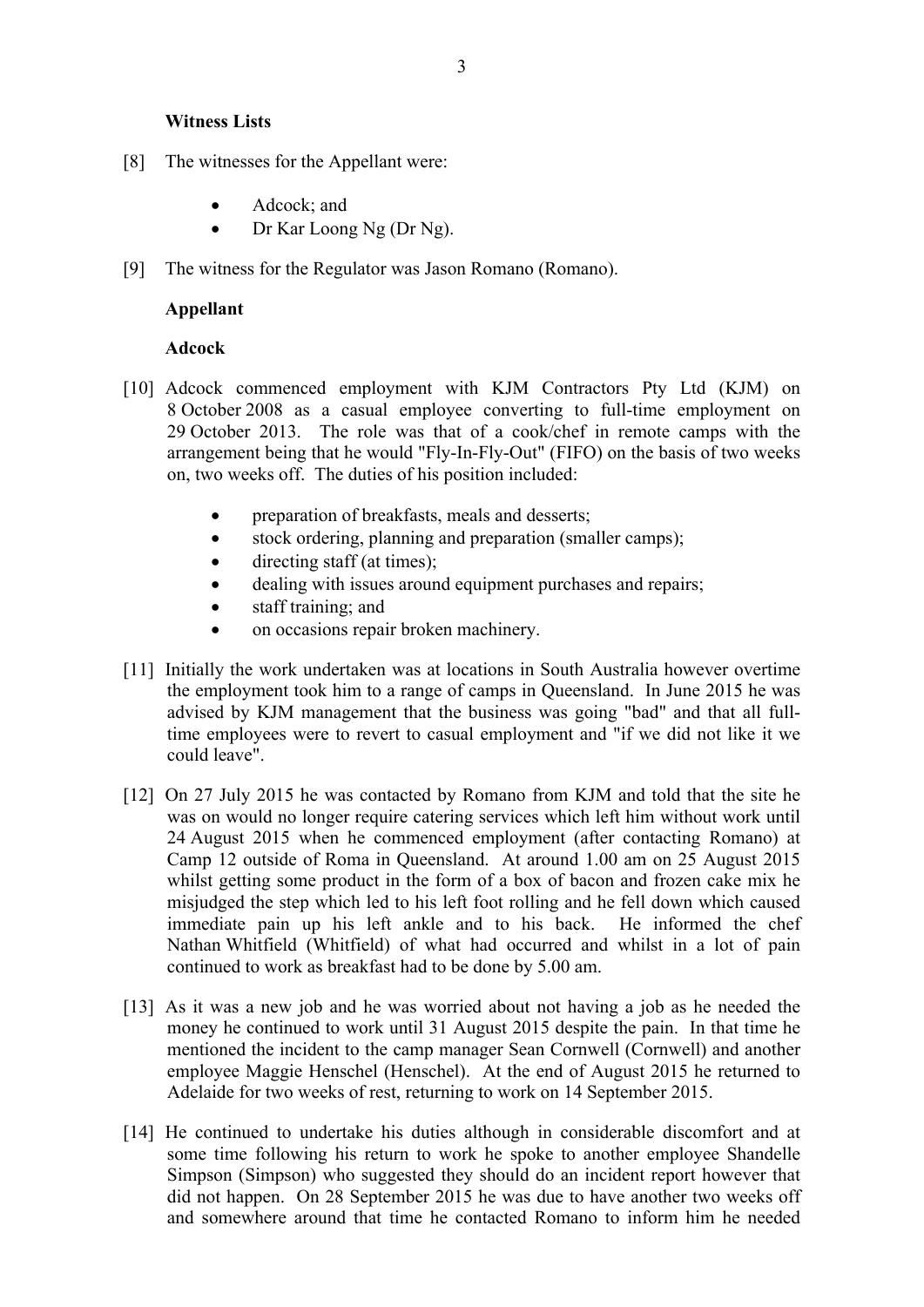**Witness Lists**

[8] The witnesses for the Appellant were:

- Adcock; and
- Dr Kar Loong Ng (Dr Ng).

[9] The witness for the Regulator was Jason Romano (Romano).

**Appellant**

**Adcock**

[10] Adcock commenced employment with KJM Contractors Pty Ltd (KJM) on 8 October 2008 as a casual employee converting to full-time employment on 29 October 2013. The role was that of a cook/chef in remote camps with the arrangement being that he would "Fly-In-Fly-Out" (FIFO) on the basis of two weeks on, two weeks off. The duties of his position included:

- preparation of breakfasts, meals and desserts;
- stock ordering, planning and preparation (smaller camps);
- directing staff (at times);
- dealing with issues around equipment purchases and repairs;
- staff training; and
- on occasions repair broken machinery.

[11] Initially the work undertaken was at locations in South Australia however overtime the employment took him to a range of camps in Queensland. In June 2015 he was advised by KJM management that the business was going "bad" and that all full-time employees were to revert to casual employment and "if we did not like it we could leave".

[12] On 27 July 2015 he was contacted by Romano from KJM and told that the site he was on would no longer require catering services which left him without work until 24 August 2015 when he commenced employment (after contacting Romano) at Camp 12 outside of Roma in Queensland. At around 1.00 am on 25 August 2015 whilst getting some product in the form of a box of bacon and frozen cake mix he misjudged the step which led to his left foot rolling and he fell down which caused immediate pain up his left ankle and to his back. He informed the chef Nathan Whitfield (Whitfield) of what had occurred and whilst in a lot of pain continued to work as breakfast had to be done by 5.00 am.

[13] As it was a new job and he was worried about not having a job as he needed the money he continued to work until 31 August 2015 despite the pain. In that time he mentioned the incident to the camp manager Sean Cornwell (Cornwell) and another employee Maggie Henschel (Henschel). At the end of August 2015 he returned to Adelaide for two weeks of rest, returning to work on 14 September 2015.

[14] He continued to undertake his duties although in considerable discomfort and at some time following his return to work he spoke to another employee Shandelle Simpson (Simpson) who suggested they should do an incident report however that did not happen. On 28 September 2015 he was due to have another two weeks off and somewhere around that time he contacted Romano to inform him he needed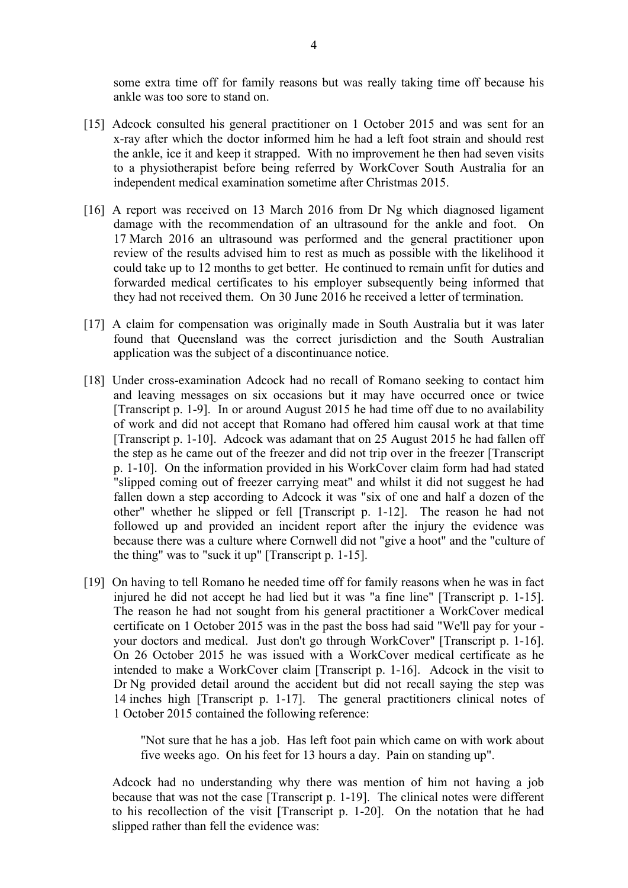some extra time off for family reasons but was really taking time off because his ankle was too sore to stand on.

[15] Adcock consulted his general practitioner on 1 October 2015 and was sent for an x-ray after which the doctor informed him he had a left foot strain and should rest the ankle, ice it and keep it strapped. With no improvement he then had seven visits to a physiotherapist before being referred by WorkCover South Australia for an independent medical examination sometime after Christmas 2015.

[16] A report was received on 13 March 2016 from Dr Ng which diagnosed ligament damage with the recommendation of an ultrasound for the ankle and foot. On 17 March 2016 an ultrasound was performed and the general practitioner upon review of the results advised him to rest as much as possible with the likelihood it could take up to 12 months to get better. He continued to remain unfit for duties and forwarded medical certificates to his employer subsequently being informed that they had not received them. On 30 June 2016 he received a letter of termination.

[17] A claim for compensation was originally made in South Australia but it was later found that Queensland was the correct jurisdiction and the South Australian application was the subject of a discontinuance notice.

[18] Under cross-examination Adcock had no recall of Romano seeking to contact him and leaving messages on six occasions but it may have occurred once or twice [Transcript p. 1-9]. In or around August 2015 he had time off due to no availability of work and did not accept that Romano had offered him causal work at that time [Transcript p. 1-10]. Adcock was adamant that on 25 August 2015 he had fallen off the step as he came out of the freezer and did not trip over in the freezer [Transcript p. 1-10]. On the information provided in his WorkCover claim form had had stated "slipped coming out of freezer carrying meat" and whilst it did not suggest he had fallen down a step according to Adcock it was "six of one and half a dozen of the other" whether he slipped or fell [Transcript p. 1-12]. The reason he had not followed up and provided an incident report after the injury the evidence was because there was a culture where Cornwell did not "give a hoot" and the "culture of the thing" was to "suck it up" [Transcript p. 1-15].

[19] On having to tell Romano he needed time off for family reasons when he was in fact injured he did not accept he had lied but it was "a fine line" [Transcript p. 1-15]. The reason he had not sought from his general practitioner a WorkCover medical certificate on 1 October 2015 was in the past the boss had said "We'll pay for your - your doctors and medical. Just don't go through WorkCover" [Transcript p. 1-16]. On 26 October 2015 he was issued with a WorkCover medical certificate as he intended to make a WorkCover claim [Transcript p. 1-16]. Adcock in the visit to Dr Ng provided detail around the accident but did not recall saying the step was 14 inches high [Transcript p. 1-17]. The general practitioners clinical notes of 1 October 2015 contained the following reference:

> "Not sure that he has a job. Has left foot pain which came on with work about five weeks ago. On his feet for 13 hours a day. Pain on standing up".

Adcock had no understanding why there was mention of him not having a job because that was not the case [Transcript p. 1-19]. The clinical notes were different to his recollection of the visit [Transcript p. 1-20]. On the notation that he had slipped rather than fell the evidence was: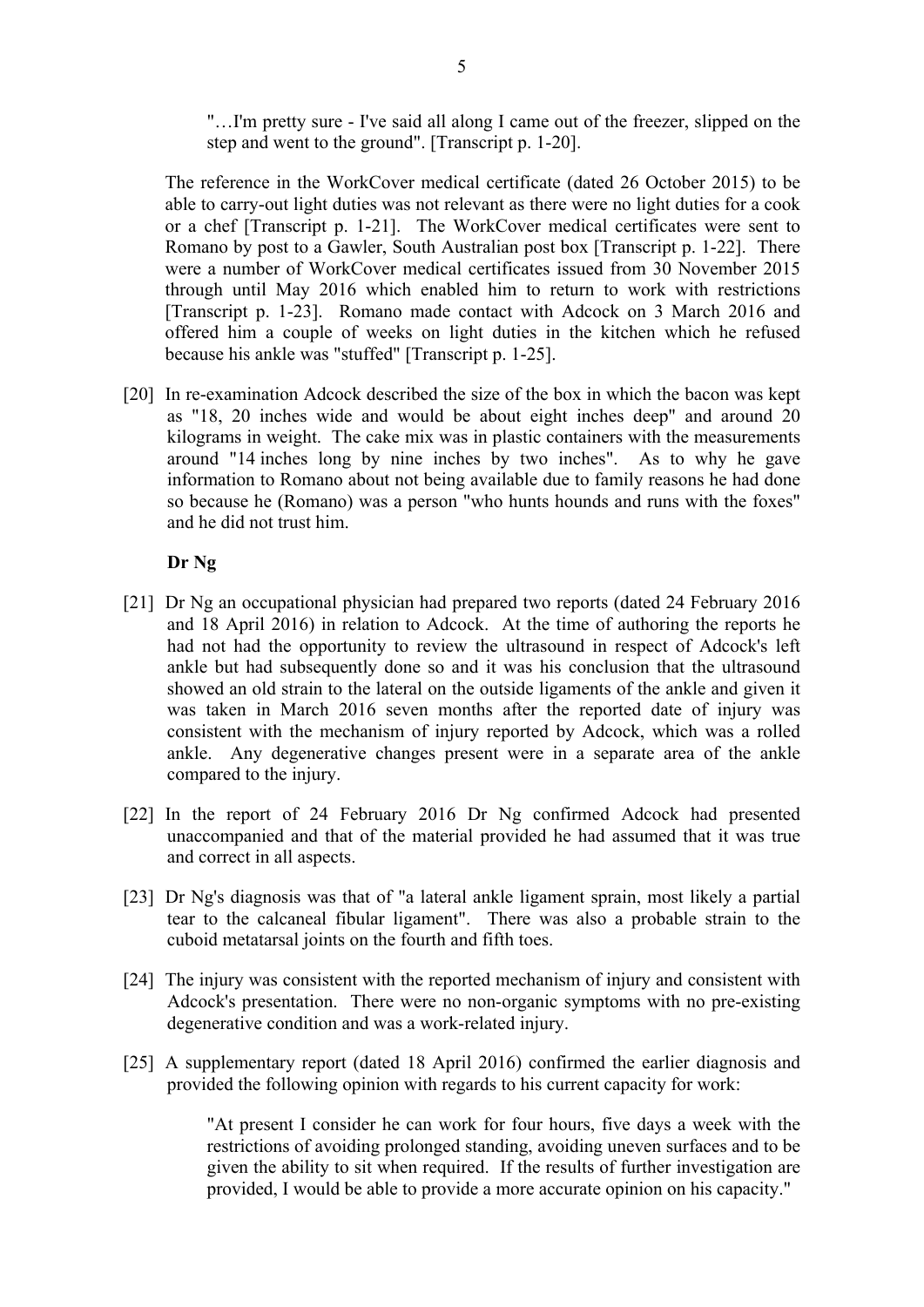"…I'm pretty sure - I've said all along I came out of the freezer, slipped on the step and went to the ground". [Transcript p. 1-20].

The reference in the WorkCover medical certificate (dated 26 October 2015) to be able to carry-out light duties was not relevant as there were no light duties for a cook or a chef [Transcript p. 1-21]. The WorkCover medical certificates were sent to Romano by post to a Gawler, South Australian post box [Transcript p. 1-22]. There were a number of WorkCover medical certificates issued from 30 November 2015 through until May 2016 which enabled him to return to work with restrictions [Transcript p. 1-23]. Romano made contact with Adcock on 3 March 2016 and offered him a couple of weeks on light duties in the kitchen which he refused because his ankle was "stuffed" [Transcript p. 1-25].

[20] In re-examination Adcock described the size of the box in which the bacon was kept as "18, 20 inches wide and would be about eight inches deep" and around 20 kilograms in weight. The cake mix was in plastic containers with the measurements around "14 inches long by nine inches by two inches". As to why he gave information to Romano about not being available due to family reasons he had done so because he (Romano) was a person "who hunts hounds and runs with the foxes" and he did not trust him.

**Dr Ng**

[21] Dr Ng an occupational physician had prepared two reports (dated 24 February 2016 and 18 April 2016) in relation to Adcock. At the time of authoring the reports he had not had the opportunity to review the ultrasound in respect of Adcock's left ankle but had subsequently done so and it was his conclusion that the ultrasound showed an old strain to the lateral on the outside ligaments of the ankle and given it was taken in March 2016 seven months after the reported date of injury was consistent with the mechanism of injury reported by Adcock, which was a rolled ankle. Any degenerative changes present were in a separate area of the ankle compared to the injury.

[22] In the report of 24 February 2016 Dr Ng confirmed Adcock had presented unaccompanied and that of the material provided he had assumed that it was true and correct in all aspects.

[23] Dr Ng's diagnosis was that of "a lateral ankle ligament sprain, most likely a partial tear to the calcaneal fibular ligament". There was also a probable strain to the cuboid metatarsal joints on the fourth and fifth toes.

[24] The injury was consistent with the reported mechanism of injury and consistent with Adcock's presentation. There were no non-organic symptoms with no pre-existing degenerative condition and was a work-related injury.

[25] A supplementary report (dated 18 April 2016) confirmed the earlier diagnosis and provided the following opinion with regards to his current capacity for work:

> "At present I consider he can work for four hours, five days a week with the restrictions of avoiding prolonged standing, avoiding uneven surfaces and to be given the ability to sit when required. If the results of further investigation are provided, I would be able to provide a more accurate opinion on his capacity."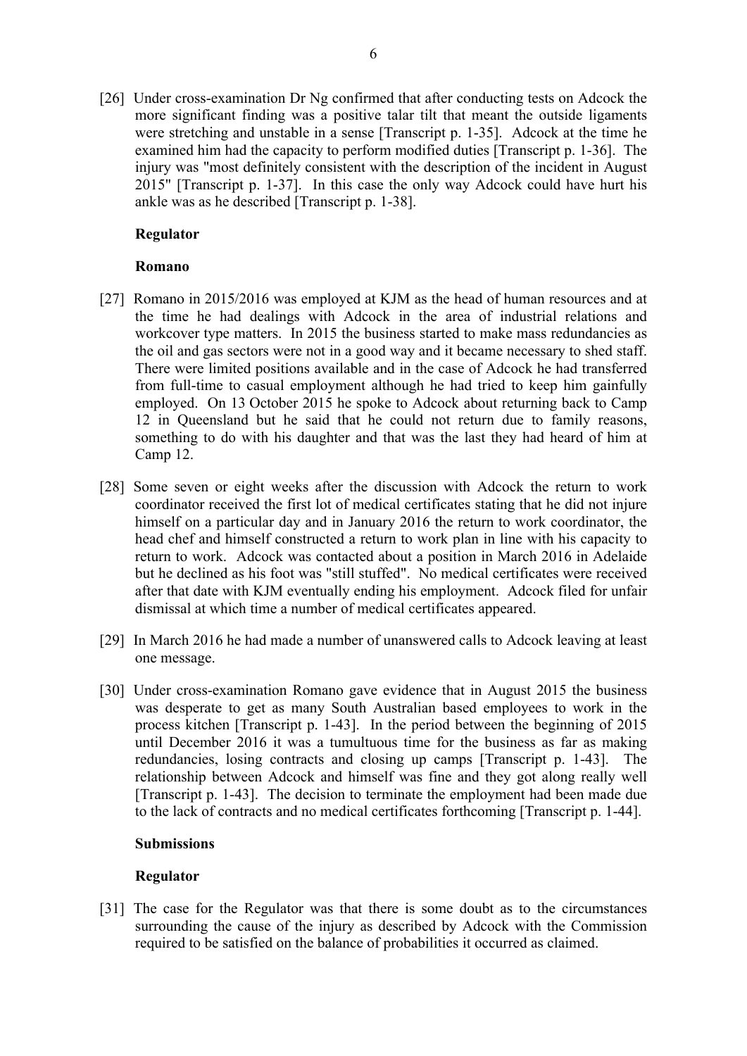[26] Under cross-examination Dr Ng confirmed that after conducting tests on Adcock the more significant finding was a positive talar tilt that meant the outside ligaments were stretching and unstable in a sense [Transcript p. 1-35]. Adcock at the time he examined him had the capacity to perform modified duties [Transcript p. 1-36]. The injury was "most definitely consistent with the description of the incident in August 2015" [Transcript p. 1-37]. In this case the only way Adcock could have hurt his ankle was as he described [Transcript p. 1-38].

**Regulator**

**Romano**

[27] Romano in 2015/2016 was employed at KJM as the head of human resources and at the time he had dealings with Adcock in the area of industrial relations and workcover type matters. In 2015 the business started to make mass redundancies as the oil and gas sectors were not in a good way and it became necessary to shed staff. There were limited positions available and in the case of Adcock he had transferred from full-time to casual employment although he had tried to keep him gainfully employed. On 13 October 2015 he spoke to Adcock about returning back to Camp 12 in Queensland but he said that he could not return due to family reasons, something to do with his daughter and that was the last they had heard of him at Camp 12.

[28] Some seven or eight weeks after the discussion with Adcock the return to work coordinator received the first lot of medical certificates stating that he did not injure himself on a particular day and in January 2016 the return to work coordinator, the head chef and himself constructed a return to work plan in line with his capacity to return to work. Adcock was contacted about a position in March 2016 in Adelaide but he declined as his foot was "still stuffed". No medical certificates were received after that date with KJM eventually ending his employment. Adcock filed for unfair dismissal at which time a number of medical certificates appeared.

[29] In March 2016 he had made a number of unanswered calls to Adcock leaving at least one message.

[30] Under cross-examination Romano gave evidence that in August 2015 the business was desperate to get as many South Australian based employees to work in the process kitchen [Transcript p. 1-43]. In the period between the beginning of 2015 until December 2016 it was a tumultuous time for the business as far as making redundancies, losing contracts and closing up camps [Transcript p. 1-43]. The relationship between Adcock and himself was fine and they got along really well [Transcript p. 1-43]. The decision to terminate the employment had been made due to the lack of contracts and no medical certificates forthcoming [Transcript p. 1-44].

**Submissions**

**Regulator**

[31] The case for the Regulator was that there is some doubt as to the circumstances surrounding the cause of the injury as described by Adcock with the Commission required to be satisfied on the balance of probabilities it occurred as claimed.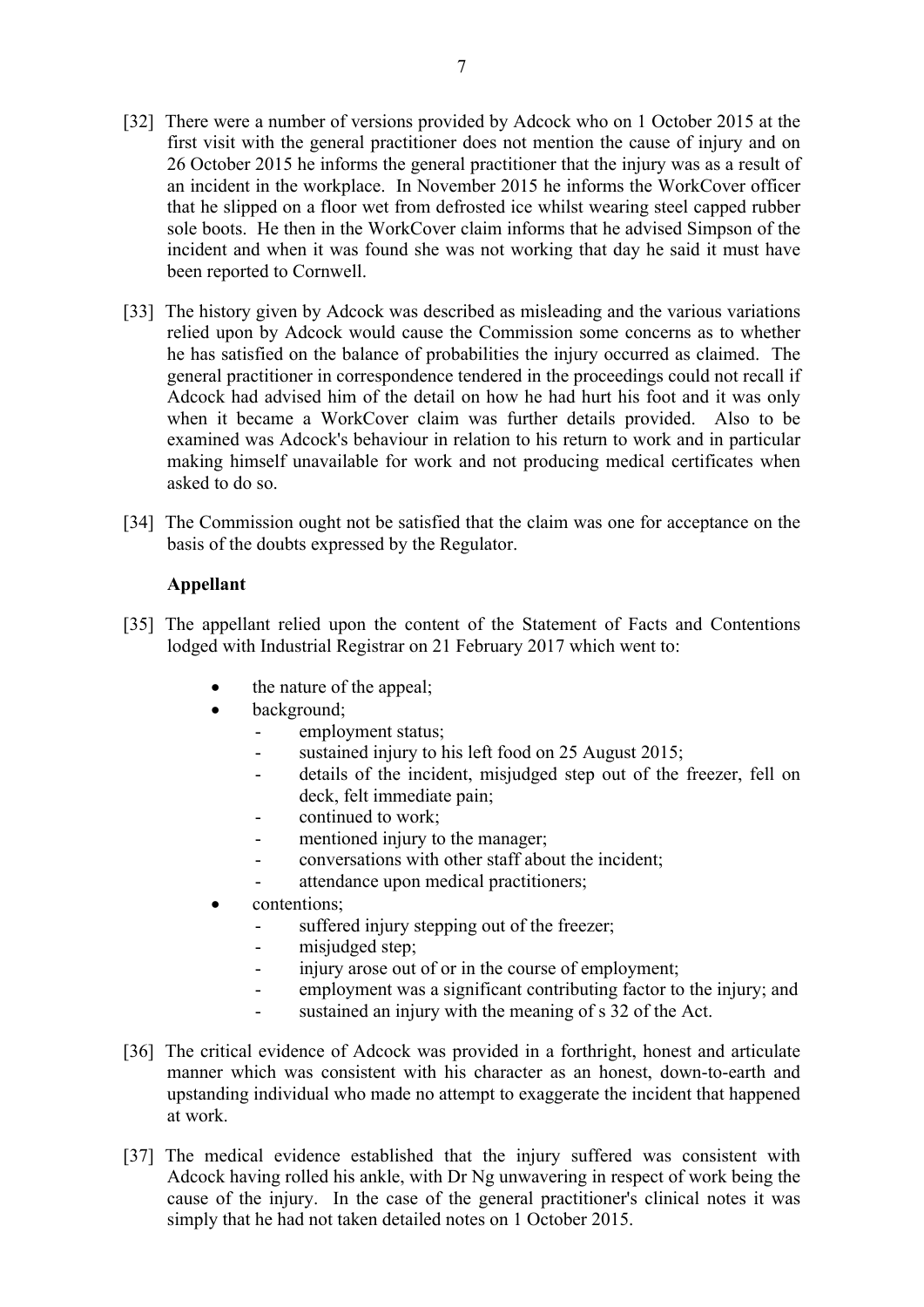[32] There were a number of versions provided by Adcock who on 1 October 2015 at the first visit with the general practitioner does not mention the cause of injury and on 26 October 2015 he informs the general practitioner that the injury was as a result of an incident in the workplace. In November 2015 he informs the WorkCover officer that he slipped on a floor wet from defrosted ice whilst wearing steel capped rubber sole boots. He then in the WorkCover claim informs that he advised Simpson of the incident and when it was found she was not working that day he said it must have been reported to Cornwell.

[33] The history given by Adcock was described as misleading and the various variations relied upon by Adcock would cause the Commission some concerns as to whether he has satisfied on the balance of probabilities the injury occurred as claimed. The general practitioner in correspondence tendered in the proceedings could not recall if Adcock had advised him of the detail on how he had hurt his foot and it was only when it became a WorkCover claim was further details provided. Also to be examined was Adcock's behaviour in relation to his return to work and in particular making himself unavailable for work and not producing medical certificates when asked to do so.

[34] The Commission ought not be satisfied that the claim was one for acceptance on the basis of the doubts expressed by the Regulator.

**Appellant**

[35] The appellant relied upon the content of the Statement of Facts and Contentions lodged with Industrial Registrar on 21 February 2017 which went to:

- the nature of the appeal;
- background;
  - employment status;
  - sustained injury to his left food on 25 August 2015;
  - details of the incident, misjudged step out of the freezer, fell on deck, felt immediate pain;
  - continued to work;
  - mentioned injury to the manager;
  - conversations with other staff about the incident;
  - attendance upon medical practitioners;
- contentions;
  - suffered injury stepping out of the freezer;
  - misjudged step;
  - injury arose out of or in the course of employment;
  - employment was a significant contributing factor to the injury; and
  - sustained an injury with the meaning of s 32 of the Act.

[36] The critical evidence of Adcock was provided in a forthright, honest and articulate manner which was consistent with his character as an honest, down-to-earth and upstanding individual who made no attempt to exaggerate the incident that happened at work.

[37] The medical evidence established that the injury suffered was consistent with Adcock having rolled his ankle, with Dr Ng unwavering in respect of work being the cause of the injury. In the case of the general practitioner's clinical notes it was simply that he had not taken detailed notes on 1 October 2015.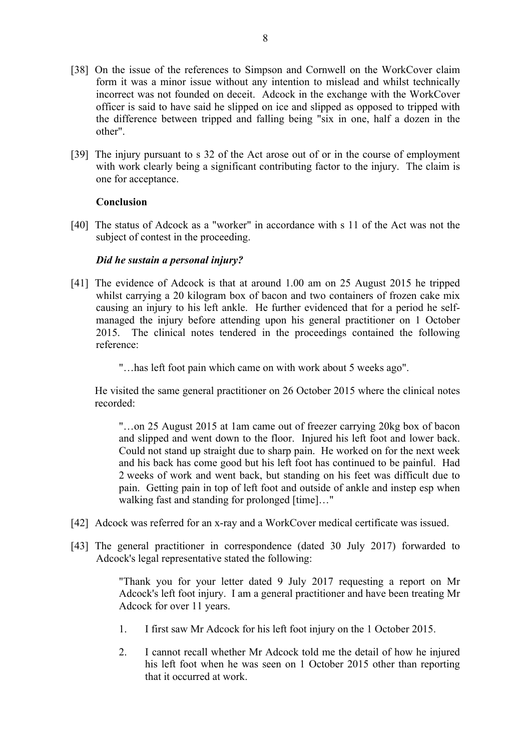[38] On the issue of the references to Simpson and Cornwell on the WorkCover claim form it was a minor issue without any intention to mislead and whilst technically incorrect was not founded on deceit. Adcock in the exchange with the WorkCover officer is said to have said he slipped on ice and slipped as opposed to tripped with the difference between tripped and falling being "six in one, half a dozen in the other".

[39] The injury pursuant to s 32 of the Act arose out of or in the course of employment with work clearly being a significant contributing factor to the injury. The claim is one for acceptance.

**Conclusion**

[40] The status of Adcock as a "worker" in accordance with s 11 of the Act was not the subject of contest in the proceeding.

***Did he sustain a personal injury?***

[41] The evidence of Adcock is that at around 1.00 am on 25 August 2015 he tripped whilst carrying a 20 kilogram box of bacon and two containers of frozen cake mix causing an injury to his left ankle. He further evidenced that for a period he self-managed the injury before attending upon his general practitioner on 1 October 2015. The clinical notes tendered in the proceedings contained the following reference:

> "…has left foot pain which came on with work about 5 weeks ago".

He visited the same general practitioner on 26 October 2015 where the clinical notes recorded:

> "…on 25 August 2015 at 1am came out of freezer carrying 20kg box of bacon and slipped and went down to the floor. Injured his left foot and lower back. Could not stand up straight due to sharp pain. He worked on for the next week and his back has come good but his left foot has continued to be painful. Had 2 weeks of work and went back, but standing on his feet was difficult due to pain. Getting pain in top of left foot and outside of ankle and instep esp when walking fast and standing for prolonged [time]…"

[42] Adcock was referred for an x-ray and a WorkCover medical certificate was issued.

[43] The general practitioner in correspondence (dated 30 July 2017) forwarded to Adcock's legal representative stated the following:

> "Thank you for your letter dated 9 July 2017 requesting a report on Mr Adcock's left foot injury. I am a general practitioner and have been treating Mr Adcock for over 11 years.
>
> 1. I first saw Mr Adcock for his left foot injury on the 1 October 2015.
>
> 2. I cannot recall whether Mr Adcock told me the detail of how he injured his left foot when he was seen on 1 October 2015 other than reporting that it occurred at work.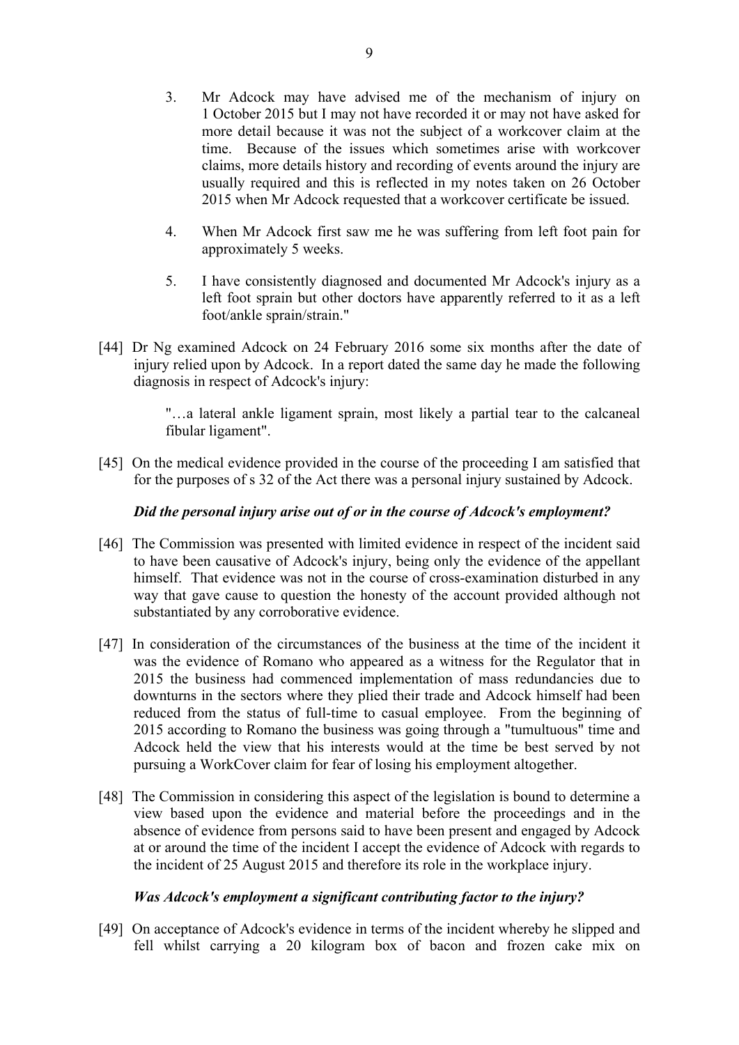3. Mr Adcock may have advised me of the mechanism of injury on 1 October 2015 but I may not have recorded it or may not have asked for more detail because it was not the subject of a workcover claim at the time. Because of the issues which sometimes arise with workcover claims, more details history and recording of events around the injury are usually required and this is reflected in my notes taken on 26 October 2015 when Mr Adcock requested that a workcover certificate be issued.

4. When Mr Adcock first saw me he was suffering from left foot pain for approximately 5 weeks.

5. I have consistently diagnosed and documented Mr Adcock's injury as a left foot sprain but other doctors have apparently referred to it as a left foot/ankle sprain/strain."

[44] Dr Ng examined Adcock on 24 February 2016 some six months after the date of injury relied upon by Adcock. In a report dated the same day he made the following diagnosis in respect of Adcock's injury:

> "…a lateral ankle ligament sprain, most likely a partial tear to the calcaneal fibular ligament".

[45] On the medical evidence provided in the course of the proceeding I am satisfied that for the purposes of s 32 of the Act there was a personal injury sustained by Adcock.

***Did the personal injury arise out of or in the course of Adcock's employment?***

[46] The Commission was presented with limited evidence in respect of the incident said to have been causative of Adcock's injury, being only the evidence of the appellant himself. That evidence was not in the course of cross-examination disturbed in any way that gave cause to question the honesty of the account provided although not substantiated by any corroborative evidence.

[47] In consideration of the circumstances of the business at the time of the incident it was the evidence of Romano who appeared as a witness for the Regulator that in 2015 the business had commenced implementation of mass redundancies due to downturns in the sectors where they plied their trade and Adcock himself had been reduced from the status of full-time to casual employee. From the beginning of 2015 according to Romano the business was going through a "tumultuous" time and Adcock held the view that his interests would at the time be best served by not pursuing a WorkCover claim for fear of losing his employment altogether.

[48] The Commission in considering this aspect of the legislation is bound to determine a view based upon the evidence and material before the proceedings and in the absence of evidence from persons said to have been present and engaged by Adcock at or around the time of the incident I accept the evidence of Adcock with regards to the incident of 25 August 2015 and therefore its role in the workplace injury.

***Was Adcock's employment a significant contributing factor to the injury?***

[49] On acceptance of Adcock's evidence in terms of the incident whereby he slipped and fell whilst carrying a 20 kilogram box of bacon and frozen cake mix on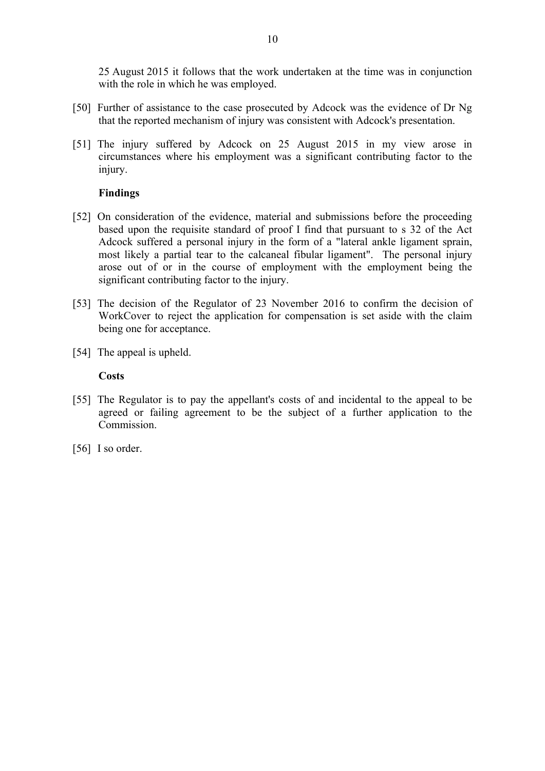25 August 2015 it follows that the work undertaken at the time was in conjunction with the role in which he was employed.

[50] Further of assistance to the case prosecuted by Adcock was the evidence of Dr Ng that the reported mechanism of injury was consistent with Adcock's presentation.

[51] The injury suffered by Adcock on 25 August 2015 in my view arose in circumstances where his employment was a significant contributing factor to the injury.

**Findings**

[52] On consideration of the evidence, material and submissions before the proceeding based upon the requisite standard of proof I find that pursuant to s 32 of the Act Adcock suffered a personal injury in the form of a "lateral ankle ligament sprain, most likely a partial tear to the calcaneal fibular ligament". The personal injury arose out of or in the course of employment with the employment being the significant contributing factor to the injury.

[53] The decision of the Regulator of 23 November 2016 to confirm the decision of WorkCover to reject the application for compensation is set aside with the claim being one for acceptance.

[54] The appeal is upheld.

**Costs**

[55] The Regulator is to pay the appellant's costs of and incidental to the appeal to be agreed or failing agreement to be the subject of a further application to the Commission.

[56] I so order.